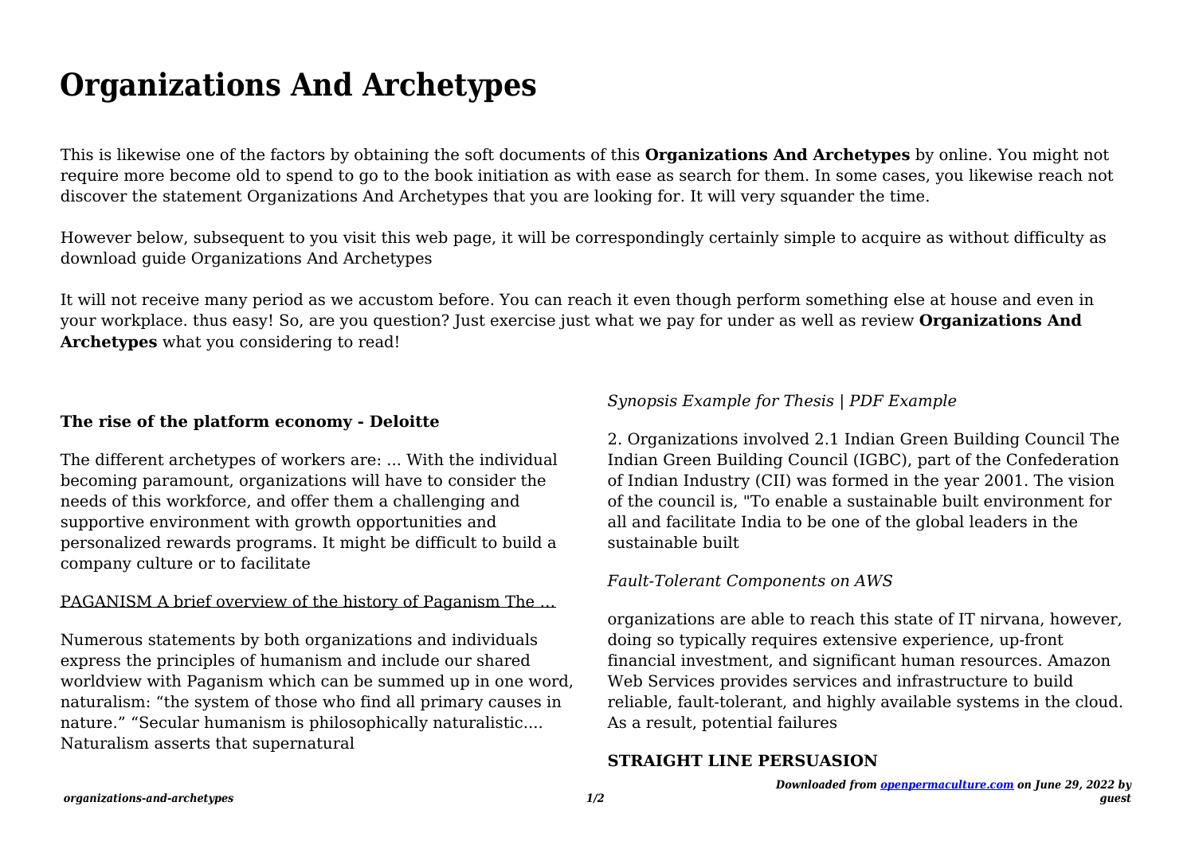# Organizations And Archetypes

This is likewise one of the factors by obtaining the soft documents of this **Organizations And Archetypes** by online. You might not require more become old to spend to go to the book initiation as with ease as search for them. In some cases, you likewise reach not discover the statement Organizations And Archetypes that you are looking for. It will very squander the time.

However below, subsequent to you visit this web page, it will be correspondingly certainly simple to acquire as without difficulty as download guide Organizations And Archetypes

It will not receive many period as we accustom before. You can reach it even though perform something else at house and even in your workplace. thus easy! So, are you question? Just exercise just what we pay for under as well as review **Organizations And Archetypes** what you considering to read!

**The rise of the platform economy - Deloitte**

The different archetypes of workers are: ... With the individual becoming paramount, organizations will have to consider the needs of this workforce, and offer them a challenging and supportive environment with growth opportunities and personalized rewards programs. It might be difficult to build a company culture or to facilitate

PAGANISM A brief overview of the history of Paganism The …

Numerous statements by both organizations and individuals express the principles of humanism and include our shared worldview with Paganism which can be summed up in one word, naturalism: "the system of those who find all primary causes in nature." "Secular humanism is philosophically naturalistic.... Naturalism asserts that supernatural

*Synopsis Example for Thesis | PDF Example*

2. Organizations involved 2.1 Indian Green Building Council The Indian Green Building Council (IGBC), part of the Confederation of Indian Industry (CII) was formed in the year 2001. The vision of the council is, "To enable a sustainable built environment for all and facilitate India to be one of the global leaders in the sustainable built

*Fault-Tolerant Components on AWS*

organizations are able to reach this state of IT nirvana, however, doing so typically requires extensive experience, up-front financial investment, and significant human resources. Amazon Web Services provides services and infrastructure to build reliable, fault-tolerant, and highly available systems in the cloud. As a result, potential failures

**STRAIGHT LINE PERSUASION**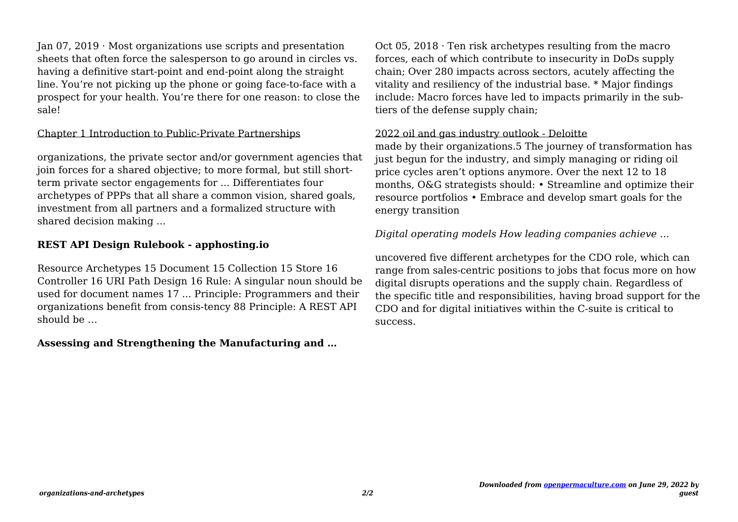Jan 07, 2019 · Most organizations use scripts and presentation sheets that often force the salesperson to go around in circles vs. having a definitive start-point and end-point along the straight line. You're not picking up the phone or going face-to-face with a prospect for your health. You're there for one reason: to close the sale!

Chapter 1 Introduction to Public-Private Partnerships

organizations, the private sector and/or government agencies that join forces for a shared objective; to more formal, but still short-term private sector engagements for ... Differentiates four archetypes of PPPs that all share a common vision, shared goals, investment from all partners and a formalized structure with shared decision making ...

**REST API Design Rulebook - apphosting.io**

Resource Archetypes 15 Document 15 Collection 15 Store 16 Controller 16 URI Path Design 16 Rule: A singular noun should be used for document names 17 ... Principle: Programmers and their organizations benefit from consis-tency 88 Principle: A REST API should be …

**Assessing and Strengthening the Manufacturing and …**

Oct 05, 2018 · Ten risk archetypes resulting from the macro forces, each of which contribute to insecurity in DoDs supply chain; Over 280 impacts across sectors, acutely affecting the vitality and resiliency of the industrial base. * Major findings include: Macro forces have led to impacts primarily in the sub-tiers of the defense supply chain;

2022 oil and gas industry outlook - Deloitte

made by their organizations.5 The journey of transformation has just begun for the industry, and simply managing or riding oil price cycles aren't options anymore. Over the next 12 to 18 months, O&G strategists should: • Streamline and optimize their resource portfolios • Embrace and develop smart goals for the energy transition

*Digital operating models How leading companies achieve …*

uncovered five different archetypes for the CDO role, which can range from sales-centric positions to jobs that focus more on how digital disrupts operations and the supply chain. Regardless of the specific title and responsibilities, having broad support for the CDO and for digital initiatives within the C-suite is critical to success.